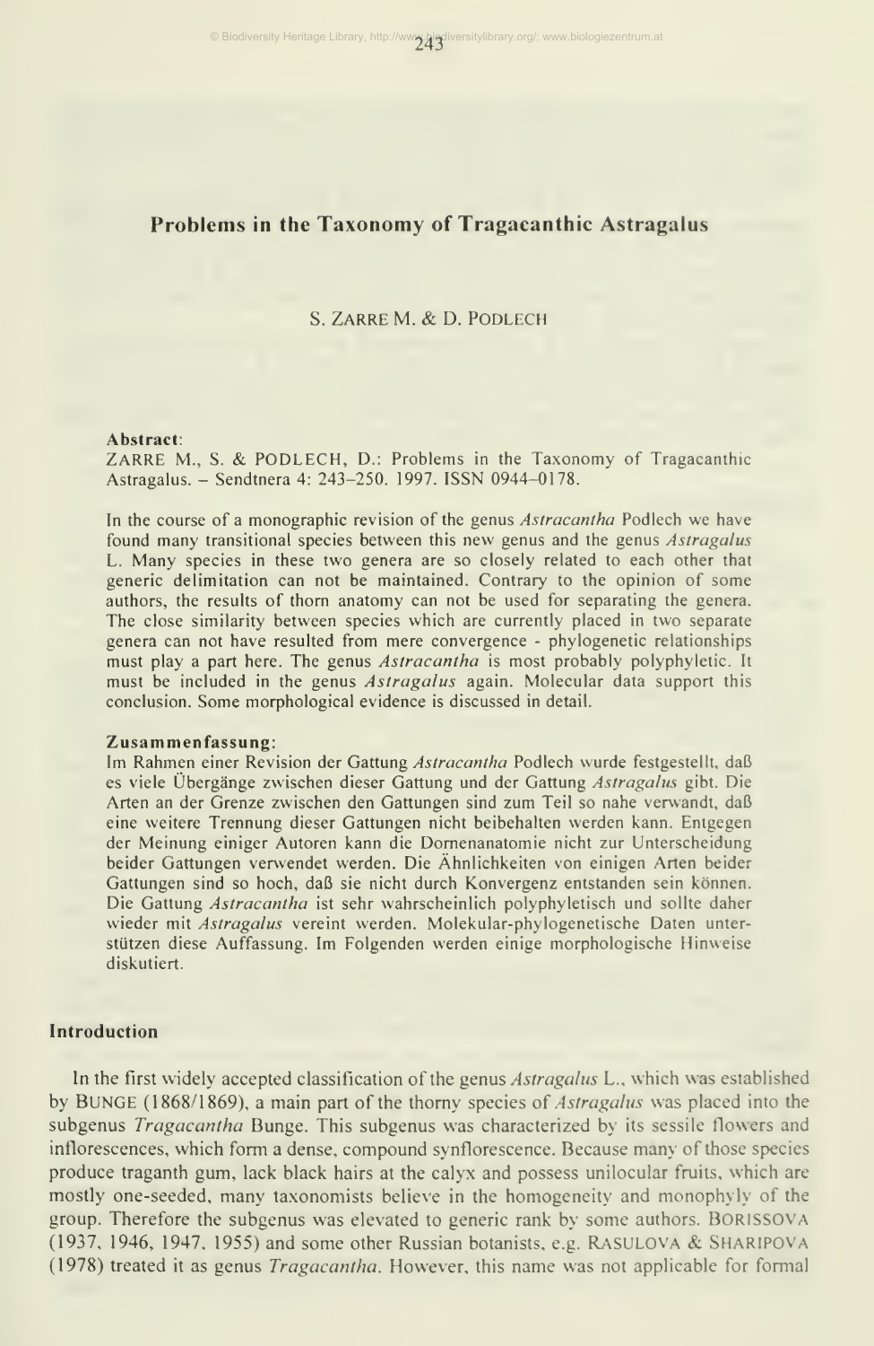# Problems in the Taxonomy of Tragacanthic Astragalus

S. ZARRE M. & D. PODLECH

**Abstract**:

ZARRE M., S. & PODLECH, D.: Problems in the Taxonomy of Tragacanthic Astragalus. – Sendtnera 4: 243–250. 1997. ISSN 0944–0178.

In the course of a monographic revision of the genus *Astracantha* Podlech we have found many transitional species between this new genus and the genus *Astragalus* L. Many species in these two genera are so closely related to each other that generic delimitation can not be maintained. Contrary to the opinion of some authors, the results of thorn anatomy can not be used for separating the genera. The close similarity between species which are currently placed in two separate genera can not have resulted from mere convergence - phylogenetic relationships must play a part here. The genus *Astracantha* is most probably polyphyletic. It must be included in the genus *Astragalus* again. Molecular data support this conclusion. Some morphological evidence is discussed in detail.

**Zusammenfassung**:

Im Rahmen einer Revision der Gattung *Astracantha* Podlech wurde festgestellt, daß es viele Übergänge zwischen dieser Gattung und der Gattung *Astragalus* gibt. Die Arten an der Grenze zwischen den Gattungen sind zum Teil so nahe verwandt, daß eine weitere Trennung dieser Gattungen nicht beibehalten werden kann. Entgegen der Meinung einiger Autoren kann die Dornenanatomie nicht zur Unterscheidung beider Gattungen verwendet werden. Die Ähnlichkeiten von einigen Arten beider Gattungen sind so hoch, daß sie nicht durch Konvergenz entstanden sein können. Die Gattung *Astracantha* ist sehr wahrscheinlich polyphyletisch und sollte daher wieder mit *Astragalus* vereint werden. Molekular-phylogenetische Daten unterstützen diese Auffassung. Im Folgenden werden einige morphologische Hinweise diskutiert.

## Introduction

In the first widely accepted classification of the genus *Astragalus* L., which was established by BUNGE (1868/1869), a main part of the thorny species of *Astragalus* was placed into the subgenus *Tragacantha* Bunge. This subgenus was characterized by its sessile flowers and inflorescences, which form a dense, compound synflorescence. Because many of those species produce traganth gum, lack black hairs at the calyx and possess unilocular fruits, which are mostly one-seeded, many taxonomists believe in the homogeneity and monophyly of the group. Therefore the subgenus was elevated to generic rank by some authors. BORISSOVA (1937, 1946, 1947, 1955) and some other Russian botanists, e.g. RASULOVA & SHARIPOVA (1978) treated it as genus *Tragacantha*. However, this name was not applicable for formal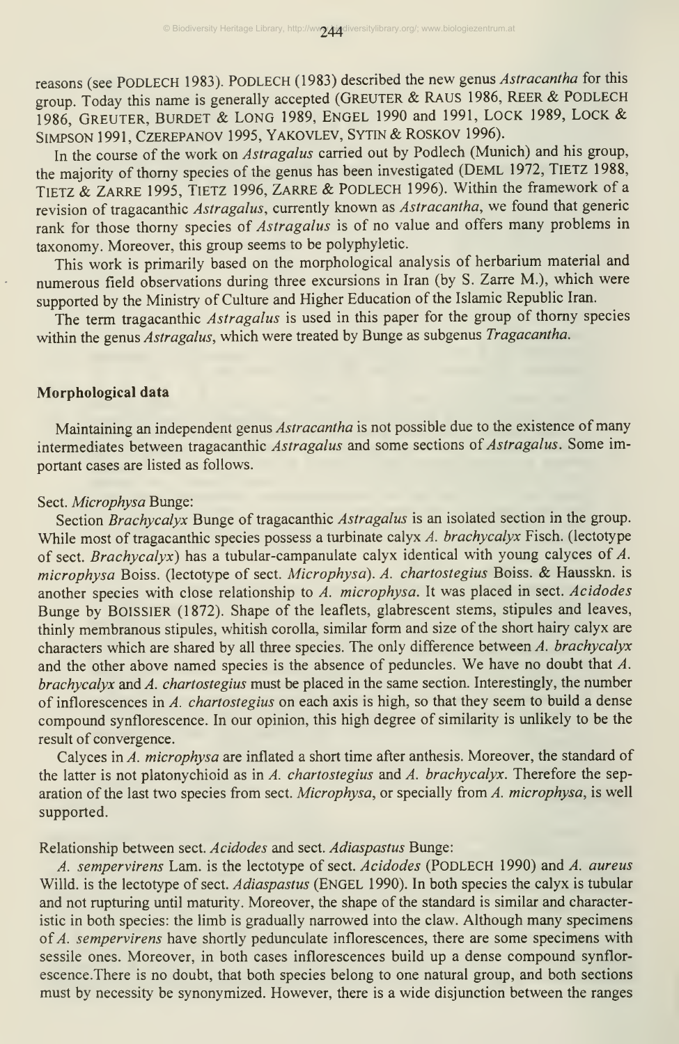reasons (see PODLECH 1983). PODLECH (1983) described the new genus *Astracantha* for this group. Today this name is generally accepted (GREUTER & RAUS 1986, REER & PODLECH 1986, GREUTER, BURDET & LONG 1989, ENGEL 1990 and 1991, LOCK 1989, LOCK & SIMPSON 1991, CZEREPANOV 1995, YAKOVLEV, SYTIN & ROSKOV 1996).

In the course of the work on *Astragalus* carried out by Podlech (Munich) and his group, the majority of thorny species of the genus has been investigated (DEML 1972, TIETZ 1988, TIETZ & ZARRE 1995, TIETZ 1996, ZARRE & PODLECH 1996). Within the framework of a revision of tragacanthic *Astragalus*, currently known as *Astracantha*, we found that generic rank for those thorny species of *Astragalus* is of no value and offers many problems in taxonomy. Moreover, this group seems to be polyphyletic.

This work is primarily based on the morphological analysis of herbarium material and numerous field observations during three excursions in Iran (by S. Zarre M.), which were supported by the Ministry of Culture and Higher Education of the Islamic Republic Iran.

The term tragacanthic *Astragalus* is used in this paper for the group of thorny species within the genus *Astragalus*, which were treated by Bunge as subgenus *Tragacantha*.

## Morphological data

Maintaining an independent genus *Astracantha* is not possible due to the existence of many intermediates between tragacanthic *Astragalus* and some sections of *Astragalus*. Some important cases are listed as follows.

Sect. *Microphysa* Bunge:

Section *Brachycalyx* Bunge of tragacanthic *Astragalus* is an isolated section in the group. While most of tragacanthic species possess a turbinate calyx *A. brachycalyx* Fisch. (lectotype of sect. *Brachycalyx*) has a tubular-campanulate calyx identical with young calyces of *A. microphysa* Boiss. (lectotype of sect. *Microphysa*). *A. chartostegius* Boiss. & Hausskn. is another species with close relationship to *A. microphysa*. It was placed in sect. *Acidodes* Bunge by BOISSIER (1872). Shape of the leaflets, glabrescent stems, stipules and leaves, thinly membranous stipules, whitish corolla, similar form and size of the short hairy calyx are characters which are shared by all three species. The only difference between *A. brachycalyx* and the other above named species is the absence of peduncles. We have no doubt that *A. brachycalyx* and *A. chartostegius* must be placed in the same section. Interestingly, the number of inflorescences in *A. chartostegius* on each axis is high, so that they seem to build a dense compound synflorescence. In our opinion, this high degree of similarity is unlikely to be the result of convergence.

Calyces in *A. microphysa* are inflated a short time after anthesis. Moreover, the standard of the latter is not platonychioid as in *A. chartostegius* and *A. brachycalyx*. Therefore the separation of the last two species from sect. *Microphysa*, or specially from *A. microphysa*, is well supported.

Relationship between sect. *Acidodes* and sect. *Adiaspastus* Bunge:

*A. sempervirens* Lam. is the lectotype of sect. *Acidodes* (PODLECH 1990) and *A. aureus* Willd. is the lectotype of sect. *Adiaspastus* (ENGEL 1990). In both species the calyx is tubular and not rupturing until maturity. Moreover, the shape of the standard is similar and characteristic in both species: the limb is gradually narrowed into the claw. Although many specimens of *A. sempervirens* have shortly pedunculate inflorescences, there are some specimens with sessile ones. Moreover, in both cases inflorescences build up a dense compound synflorescence.There is no doubt, that both species belong to one natural group, and both sections must by necessity be synonymized. However, there is a wide disjunction between the ranges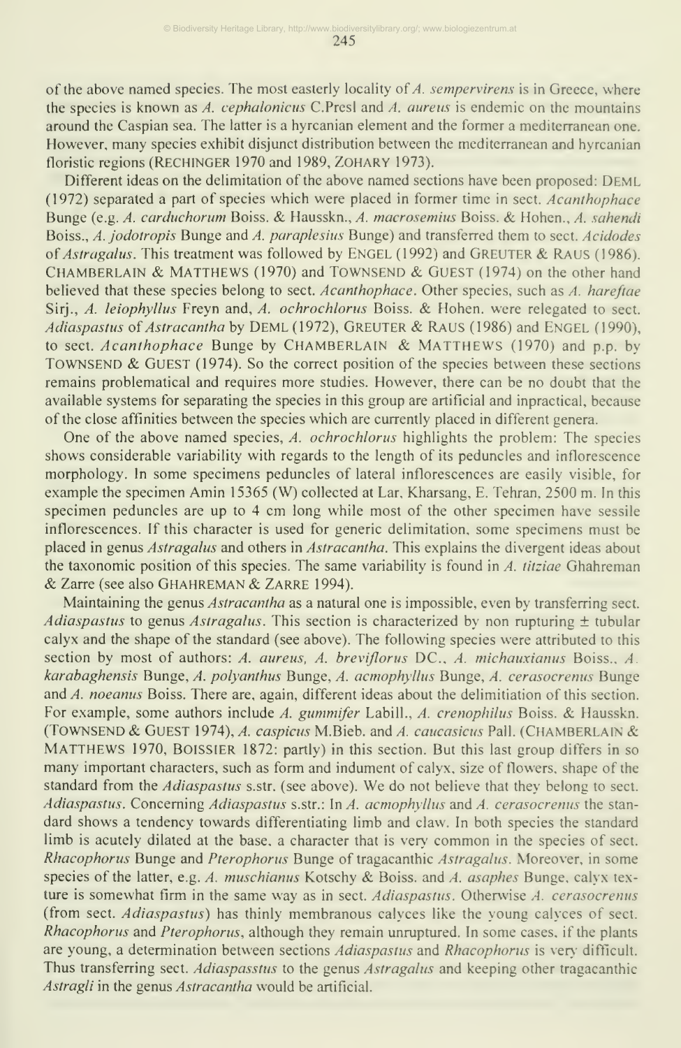of the above named species. The most easterly locality of *A. sempervirens* is in Greece, where the species is known as *A. cephalonicus* C.Presl and *A. aureus* is endemic on the mountains around the Caspian sea. The latter is a hyrcanian element and the former a mediterranean one. However, many species exhibit disjunct distribution between the mediterranean and hyrcanian floristic regions (RECHINGER 1970 and 1989, ZOHARY 1973).

Different ideas on the delimitation of the above named sections have been proposed: DEML (1972) separated a part of species which were placed in former time in sect. *Acanthophace* Bunge (e.g. *A. carduchorum* Boiss. & Hausskn., *A. macrosemius* Boiss. & Hohen., *A. sahendi* Boiss., *A. jodotropis* Bunge and *A. paraplesius* Bunge) and transferred them to sect. *Acidodes* of *Astragalus*. This treatment was followed by ENGEL (1992) and GREUTER & RAUS (1986). CHAMBERLAIN & MATTHEWS (1970) and TOWNSEND & GUEST (1974) on the other hand believed that these species belong to sect. *Acanthophace*. Other species, such as *A. hareftae* Sirj., *A. leiophyllus* Freyn and, *A. ochrochlorus* Boiss. & Hohen. were relegated to sect. *Adiaspastus* of *Astracantha* by DEML (1972), GREUTER & RAUS (1986) and ENGEL (1990), to sect. *Acanthophace* Bunge by CHAMBERLAIN & MATTHEWS (1970) and p.p. by TOWNSEND & GUEST (1974). So the correct position of the species between these sections remains problematical and requires more studies. However, there can be no doubt that the available systems for separating the species in this group are artificial and inpractical, because of the close affinities between the species which are currently placed in different genera.

One of the above named species, *A. ochrochlorus* highlights the problem: The species shows considerable variability with regards to the length of its peduncles and inflorescence morphology. In some specimens peduncles of lateral inflorescences are easily visible, for example the specimen Amin 15365 (W) collected at Lar, Kharsang, E. Tehran, 2500 m. In this specimen peduncles are up to 4 cm long while most of the other specimen have sessile inflorescences. If this character is used for generic delimitation, some specimens must be placed in genus *Astragalus* and others in *Astracantha*. This explains the divergent ideas about the taxonomic position of this species. The same variability is found in *A. titziae* Ghahreman & Zarre (see also GHAHREMAN & ZARRE 1994).

Maintaining the genus *Astracantha* as a natural one is impossible, even by transferring sect. *Adiaspastus* to genus *Astragalus*. This section is characterized by non rupturing ± tubular calyx and the shape of the standard (see above). The following species were attributed to this section by most of authors: *A. aureus*, *A. breviflorus* DC., *A. michauxianus* Boiss., *A. karabaghensis* Bunge, *A. polyanthus* Bunge, *A. acmophyllus* Bunge, *A. cerasocrenus* Bunge and *A. noeanus* Boiss. There are, again, different ideas about the delimitiation of this section. For example, some authors include *A. gummifer* Labill., *A. crenophilus* Boiss. & Hausskn. (TOWNSEND & GUEST 1974), *A. caspicus* M.Bieb. and *A. caucasicus* Pall. (CHAMBERLAIN & MATTHEWS 1970, BOISSIER 1872: partly) in this section. But this last group differs in so many important characters, such as form and indument of calyx, size of flowers, shape of the standard from the *Adiaspastus* s.str. (see above). We do not believe that they belong to sect. *Adiaspastus*. Concerning *Adiaspastus* s.str.: In *A. acmophyllus* and *A. cerasocrenus* the standard shows a tendency towards differentiating limb and claw. In both species the standard limb is acutely dilated at the base, a character that is very common in the species of sect. *Rhacophorus* Bunge and *Pterophorus* Bunge of tragacanthic *Astragalus*. Moreover, in some species of the latter, e.g. *A. muschianus* Kotschy & Boiss. and *A. asaphes* Bunge, calyx texture is somewhat firm in the same way as in sect. *Adiaspastus*. Otherwise *A. cerasocrenus* (from sect. *Adiaspastus*) has thinly membranous calyces like the young calyces of sect. *Rhacophorus* and *Pterophorus*, although they remain unruptured. In some cases, if the plants are young, a determination between sections *Adiaspastus* and *Rhacophorus* is very difficult. Thus transferring sect. *Adiaspasstus* to the genus *Astragalus* and keeping other tragacanthic *Astragli* in the genus *Astracantha* would be artificial.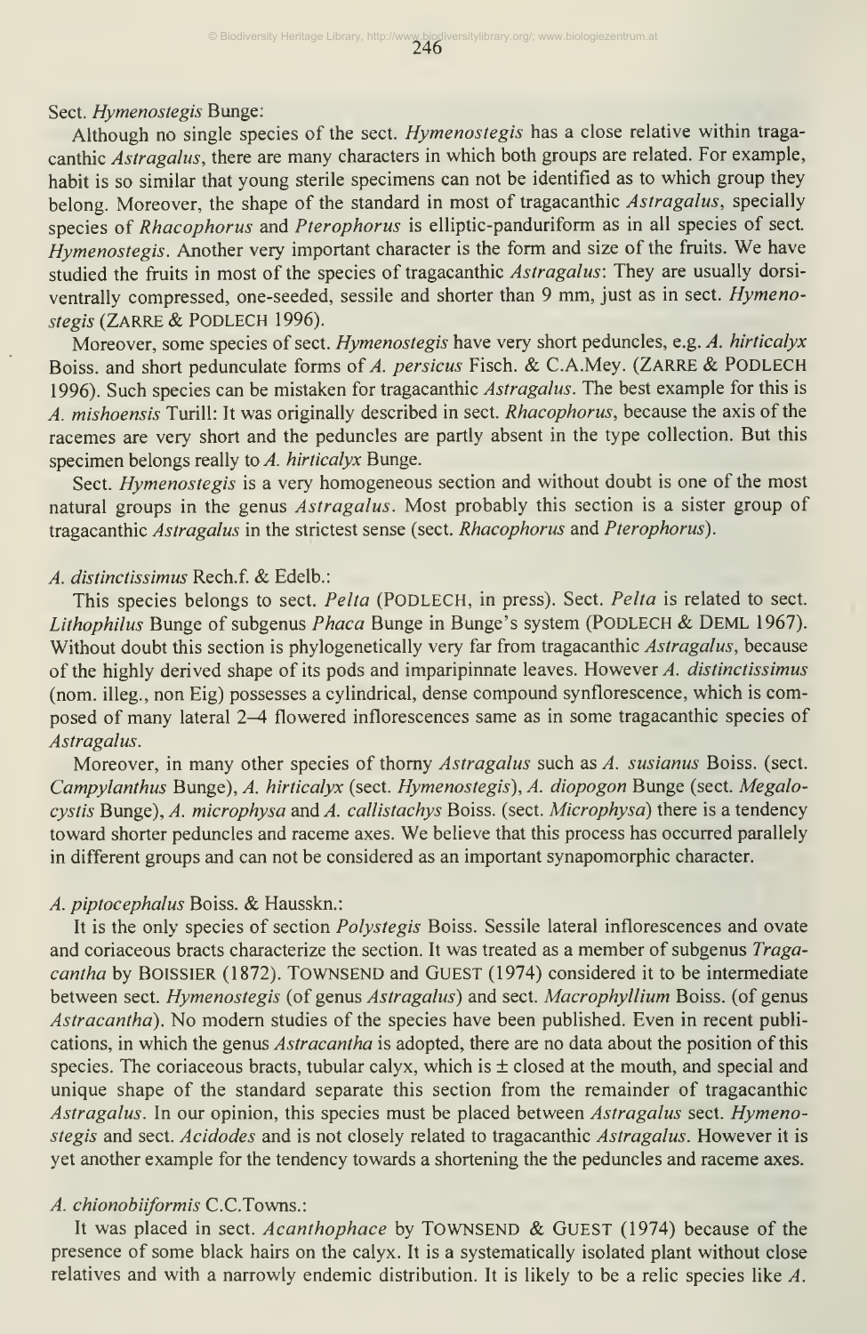Sect. *Hymenostegis* Bunge:

Although no single species of the sect. *Hymenostegis* has a close relative within tragacanthic *Astragalus*, there are many characters in which both groups are related. For example, habit is so similar that young sterile specimens can not be identified as to which group they belong. Moreover, the shape of the standard in most of tragacanthic *Astragalus*, specially species of *Rhacophorus* and *Pterophorus* is elliptic-panduriform as in all species of sect. *Hymenostegis*. Another very important character is the form and size of the fruits. We have studied the fruits in most of the species of tragacanthic *Astragalus*: They are usually dorsiventrally compressed, one-seeded, sessile and shorter than 9 mm, just as in sect. *Hymenostegis* (ZARRE & PODLECH 1996).

Moreover, some species of sect. *Hymenostegis* have very short peduncles, e.g. *A. hirticalyx* Boiss. and short pedunculate forms of *A. persicus* Fisch. & C.A.Mey. (ZARRE & PODLECH 1996). Such species can be mistaken for tragacanthic *Astragalus*. The best example for this is *A. mishoensis* Turill: It was originally described in sect. *Rhacophorus*, because the axis of the racemes are very short and the peduncles are partly absent in the type collection. But this specimen belongs really to *A. hirticalyx* Bunge.

Sect. *Hymenostegis* is a very homogeneous section and without doubt is one of the most natural groups in the genus *Astragalus*. Most probably this section is a sister group of tragacanthic *Astragalus* in the strictest sense (sect. *Rhacophorus* and *Pterophorus*).

*A. distinctissimus* Rech.f. & Edelb.:

This species belongs to sect. *Pelta* (PODLECH, in press). Sect. *Pelta* is related to sect. *Lithophilus* Bunge of subgenus *Phaca* Bunge in Bunge's system (PODLECH & DEML 1967). Without doubt this section is phylogenetically very far from tragacanthic *Astragalus*, because of the highly derived shape of its pods and imparipinnate leaves. However *A. distinctissimus* (nom. illeg., non Eig) possesses a cylindrical, dense compound synflorescence, which is composed of many lateral 2–4 flowered inflorescences same as in some tragacanthic species of *Astragalus*.

Moreover, in many other species of thorny *Astragalus* such as *A. susianus* Boiss. (sect. *Campylanthus* Bunge), *A. hirticalyx* (sect. *Hymenostegis*), *A. diopogon* Bunge (sect. *Megalocystis* Bunge), *A. microphysa* and *A. callistachys* Boiss. (sect. *Microphysa*) there is a tendency toward shorter peduncles and raceme axes. We believe that this process has occurred parallely in different groups and can not be considered as an important synapomorphic character.

*A. piptocephalus* Boiss. & Hausskn.:

It is the only species of section *Polystegis* Boiss. Sessile lateral inflorescences and ovate and coriaceous bracts characterize the section. It was treated as a member of subgenus *Tragacantha* by BOISSIER (1872). TOWNSEND and GUEST (1974) considered it to be intermediate between sect. *Hymenostegis* (of genus *Astragalus*) and sect. *Macrophyllium* Boiss. (of genus *Astracantha*). No modern studies of the species have been published. Even in recent publications, in which the genus *Astracantha* is adopted, there are no data about the position of this species. The coriaceous bracts, tubular calyx, which is ± closed at the mouth, and special and unique shape of the standard separate this section from the remainder of tragacanthic *Astragalus*. In our opinion, this species must be placed between *Astragalus* sect. *Hymenostegis* and sect. *Acidodes* and is not closely related to tragacanthic *Astragalus*. However it is yet another example for the tendency towards a shortening the the peduncles and raceme axes.

*A. chionobiiformis* C.C.Towns.:

It was placed in sect. *Acanthophace* by TOWNSEND & GUEST (1974) because of the presence of some black hairs on the calyx. It is a systematically isolated plant without close relatives and with a narrowly endemic distribution. It is likely to be a relic species like *A.*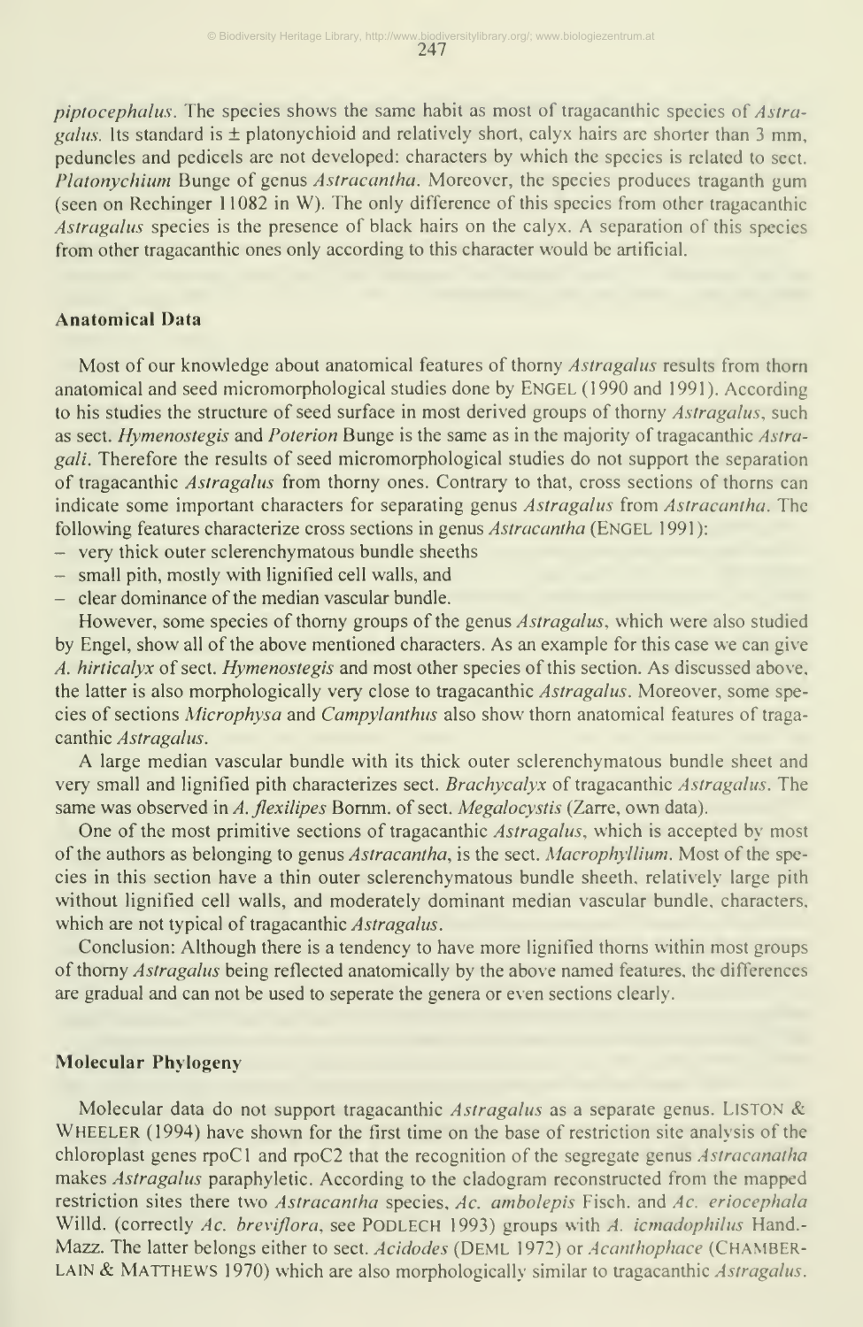*piptocephalus*. The species shows the same habit as most of tragacanthic species of *Astragalus*. Its standard is ± platonychioid and relatively short, calyx hairs are shorter than 3 mm, peduncles and pedicels are not developed: characters by which the species is related to sect. *Platonychium* Bunge of genus *Astracantha*. Moreover, the species produces traganth gum (seen on Rechinger 11082 in W). The only difference of this species from other tragacanthic *Astragalus* species is the presence of black hairs on the calyx. A separation of this species from other tragacanthic ones only according to this character would be artificial.

### Anatomical Data

Most of our knowledge about anatomical features of thorny *Astragalus* results from thorn anatomical and seed micromorphological studies done by ENGEL (1990 and 1991). According to his studies the structure of seed surface in most derived groups of thorny *Astragalus*, such as sect. *Hymenostegis* and *Poterion* Bunge is the same as in the majority of tragacanthic *Astragali*. Therefore the results of seed micromorphological studies do not support the separation of tragacanthic *Astragalus* from thorny ones. Contrary to that, cross sections of thorns can indicate some important characters for separating genus *Astragalus* from *Astracantha*. The following features characterize cross sections in genus *Astracantha* (ENGEL 1991):

- very thick outer sclerenchymatous bundle sheeths
- small pith, mostly with lignified cell walls, and
- clear dominance of the median vascular bundle.

However, some species of thorny groups of the genus *Astragalus*, which were also studied by Engel, show all of the above mentioned characters. As an example for this case we can give *A. hirticalyx* of sect. *Hymenostegis* and most other species of this section. As discussed above, the latter is also morphologically very close to tragacanthic *Astragalus*. Moreover, some species of sections *Microphysa* and *Campylanthus* also show thorn anatomical features of tragacanthic *Astragalus*.

A large median vascular bundle with its thick outer sclerenchymatous bundle sheet and very small and lignified pith characterizes sect. *Brachycalyx* of tragacanthic *Astragalus*. The same was observed in *A. flexilipes* Bornm. of sect. *Megalocystis* (Zarre, own data).

One of the most primitive sections of tragacanthic *Astragalus*, which is accepted by most of the authors as belonging to genus *Astracantha*, is the sect. *Macrophyllium*. Most of the species in this section have a thin outer sclerenchymatous bundle sheeth, relatively large pith without lignified cell walls, and moderately dominant median vascular bundle, characters, which are not typical of tragacanthic *Astragalus*.

Conclusion: Although there is a tendency to have more lignified thorns within most groups of thorny *Astragalus* being reflected anatomically by the above named features, the differences are gradual and can not be used to seperate the genera or even sections clearly.

### Molecular Phylogeny

Molecular data do not support tragacanthic *Astragalus* as a separate genus. LISTON & WHEELER (1994) have shown for the first time on the base of restriction site analysis of the chloroplast genes rpoC1 and rpoC2 that the recognition of the segregate genus *Astracanatha* makes *Astragalus* paraphyletic. According to the cladogram reconstructed from the mapped restriction sites there two *Astracantha* species, *Ac. ambolepis* Fisch. and *Ac. eriocephala* Willd. (correctly *Ac. breviflora*, see PODLECH 1993) groups with *A. icmadophilus* Hand.-Mazz. The latter belongs either to sect. *Acidodes* (DEML 1972) or *Acanthophace* (CHAMBERLAIN & MATTHEWS 1970) which are also morphologically similar to tragacanthic *Astragalus*.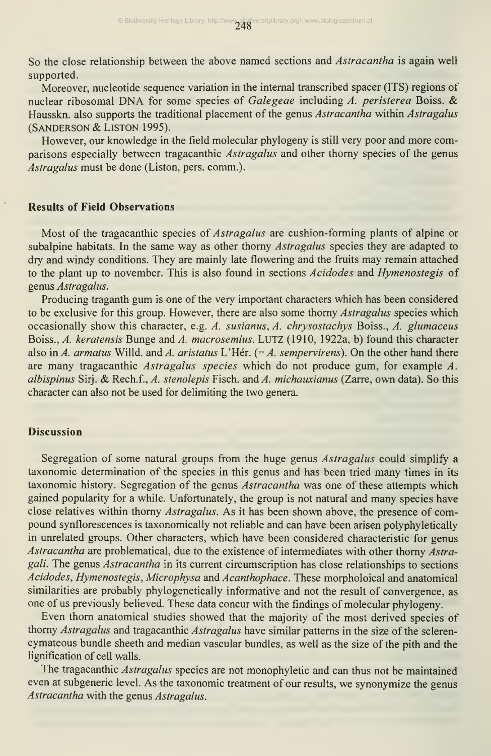So the close relationship between the above named sections and *Astracantha* is again well supported.

Moreover, nucleotide sequence variation in the internal transcribed spacer (ITS) regions of nuclear ribosomal DNA for some species of *Galegeae* including *A. peristerea* Boiss. & Hausskn. also supports the traditional placement of the genus *Astracantha* within *Astragalus* (Sanderson & Liston 1995).

However, our knowledge in the field molecular phylogeny is still very poor and more comparisons especially between tragacanthic *Astragalus* and other thorny species of the genus *Astragalus* must be done (Liston, pers. comm.).

## Results of Field Observations

Most of the tragacanthic species of *Astragalus* are cushion-forming plants of alpine or subalpine habitats. In the same way as other thorny *Astragalus* species they are adapted to dry and windy conditions. They are mainly late flowering and the fruits may remain attached to the plant up to november. This is also found in sections *Acidodes* and *Hymenostegis* of genus *Astragalus*.

Producing traganth gum is one of the very important characters which has been considered to be exclusive for this group. However, there are also some thorny *Astragalus* species which occasionally show this character, e.g. *A. susianus*, *A. chrysostachys* Boiss., *A. glumaceus* Boiss., *A. keratensis* Bunge and *A. macrosemius*. Lutz (1910, 1922a, b) found this character also in *A. armatus* Willd. and *A. aristatus* L'Hér. (= *A. sempervirens*). On the other hand there are many tragacanthic *Astragalus species* which do not produce gum, for example *A. albispinus* Sirj. & Rech.f., *A. stenolepis* Fisch. and *A. michauxianus* (Zarre, own data). So this character can also not be used for delimiting the two genera.

## Discussion

Segregation of some natural groups from the huge genus *Astragalus* could simplify a taxonomic determination of the species in this genus and has been tried many times in its taxonomic history. Segregation of the genus *Astracantha* was one of these attempts which gained popularity for a while. Unfortunately, the group is not natural and many species have close relatives within thorny *Astragalus*. As it has been shown above, the presence of compound synflorescences is taxonomically not reliable and can have been arisen polyphyletically in unrelated groups. Other characters, which have been considered characteristic for genus *Astracantha* are problematical, due to the existence of intermediates with other thorny *Astragali*. The genus *Astracantha* in its current circumscription has close relationships to sections *Acidodes*, *Hymenostegis*, *Microphysa* and *Acanthophace*. These morpholoical and anatomical similarities are probably phylogenetically informative and not the result of convergence, as one of us previously believed. These data concur with the findings of molecular phylogeny.

Even thorn anatomical studies showed that the majority of the most derived species of thorny *Astragalus* and tragacanthic *Astragalus* have similar patterns in the size of the sclerencymateous bundle sheeth and median vascular bundles, as well as the size of the pith and the lignification of cell walls.

The tragacanthic *Astragalus* species are not monophyletic and can thus not be maintained even at subgeneric level. As the taxonomic treatment of our results, we synonymize the genus *Astracantha* with the genus *Astragalus*.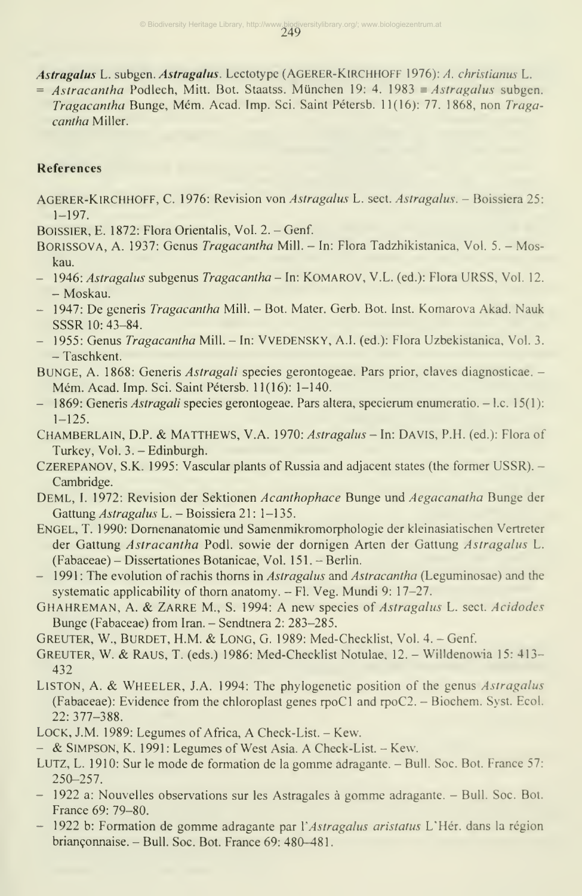***Astragalus*** L. subgen. ***Astragalus***. Lectotype (AGERER-KIRCHHOFF 1976): *A. christianus* L.
= *Astracantha* Podlech, Mitt. Bot. Staatss. München 19: 4. 1983 ≡ *Astragalus* subgen. *Tragacantha* Bunge, Mém. Acad. Imp. Sci. Saint Pétersb. 11(16): 77. 1868, non *Tragacantha* Miller.

## References

AGERER-KIRCHHOFF, C. 1976: Revision von *Astragalus* L. sect. *Astragalus*. – Boissiera 25: 1–197.

BOISSIER, E. 1872: Flora Orientalis, Vol. 2. – Genf.

BORISSOVA, A. 1937: Genus *Tragacantha* Mill. – In: Flora Tadzhikistanica, Vol. 5. – Moskau.

– 1946: *Astragalus* subgenus *Tragacantha* – In: KOMAROV, V.L. (ed.): Flora URSS, Vol. 12. – Moskau.

– 1947: De generis *Tragacantha* Mill. – Bot. Mater. Gerb. Bot. Inst. Komarova Akad. Nauk SSSR 10: 43–84.

– 1955: Genus *Tragacantha* Mill. – In: VVEDENSKY, A.I. (ed.): Flora Uzbekistanica, Vol. 3. – Taschkent.

BUNGE, A. 1868: Generis *Astragali* species gerontogeae. Pars prior, claves diagnosticae. – Mém. Acad. Imp. Sci. Saint Pétersb. 11(16): 1–140.

– 1869: Generis *Astragali* species gerontogeae. Pars altera, specierum enumeratio. – l.c. 15(1): 1–125.

CHAMBERLAIN, D.P. & MATTHEWS, V.A. 1970: *Astragalus* – In: DAVIS, P.H. (ed.): Flora of Turkey, Vol. 3. – Edinburgh.

CZEREPANOV, S.K. 1995: Vascular plants of Russia and adjacent states (the former USSR). – Cambridge.

DEML, I. 1972: Revision der Sektionen *Acanthophace* Bunge und *Aegacanatha* Bunge der Gattung *Astragalus* L. – Boissiera 21: 1–135.

ENGEL, T. 1990: Dornenanatomie und Samenmikromorphologie der kleinasiatischen Vertreter der Gattung *Astracantha* Podl. sowie der dornigen Arten der Gattung *Astragalus* L. (Fabaceae) – Dissertationes Botanicae, Vol. 151. – Berlin.

– 1991: The evolution of rachis thorns in *Astragalus* and *Astracantha* (Leguminosae) and the systematic applicability of thorn anatomy. – Fl. Veg. Mundi 9: 17–27.

GHAHREMAN, A. & ZARRE M., S. 1994: A new species of *Astragalus* L. sect. *Acidodes* Bunge (Fabaceae) from Iran. – Sendtnera 2: 283–285.

GREUTER, W., BURDET, H.M. & LONG, G. 1989: Med-Checklist, Vol. 4. – Genf.

GREUTER, W. & RAUS, T. (eds.) 1986: Med-Checklist Notulae, 12. – Willdenowia 15: 413–432

LISTON, A. & WHEELER, J.A. 1994: The phylogenetic position of the genus *Astragalus* (Fabaceae): Evidence from the chloroplast genes rpoC1 and rpoC2. – Biochem. Syst. Ecol. 22: 377–388.

LOCK, J.M. 1989: Legumes of Africa, A Check-List. – Kew.

– & SIMPSON, K. 1991: Legumes of West Asia. A Check-List. – Kew.

LUTZ, L. 1910: Sur le mode de formation de la gomme adragante. – Bull. Soc. Bot. France 57: 250–257.

– 1922 a: Nouvelles observations sur les Astragales à gomme adragante. – Bull. Soc. Bot. France 69: 79–80.

– 1922 b: Formation de gomme adragante par l'*Astragalus aristatus* L'Hér. dans la région briançonnaise. – Bull. Soc. Bot. France 69: 480–481.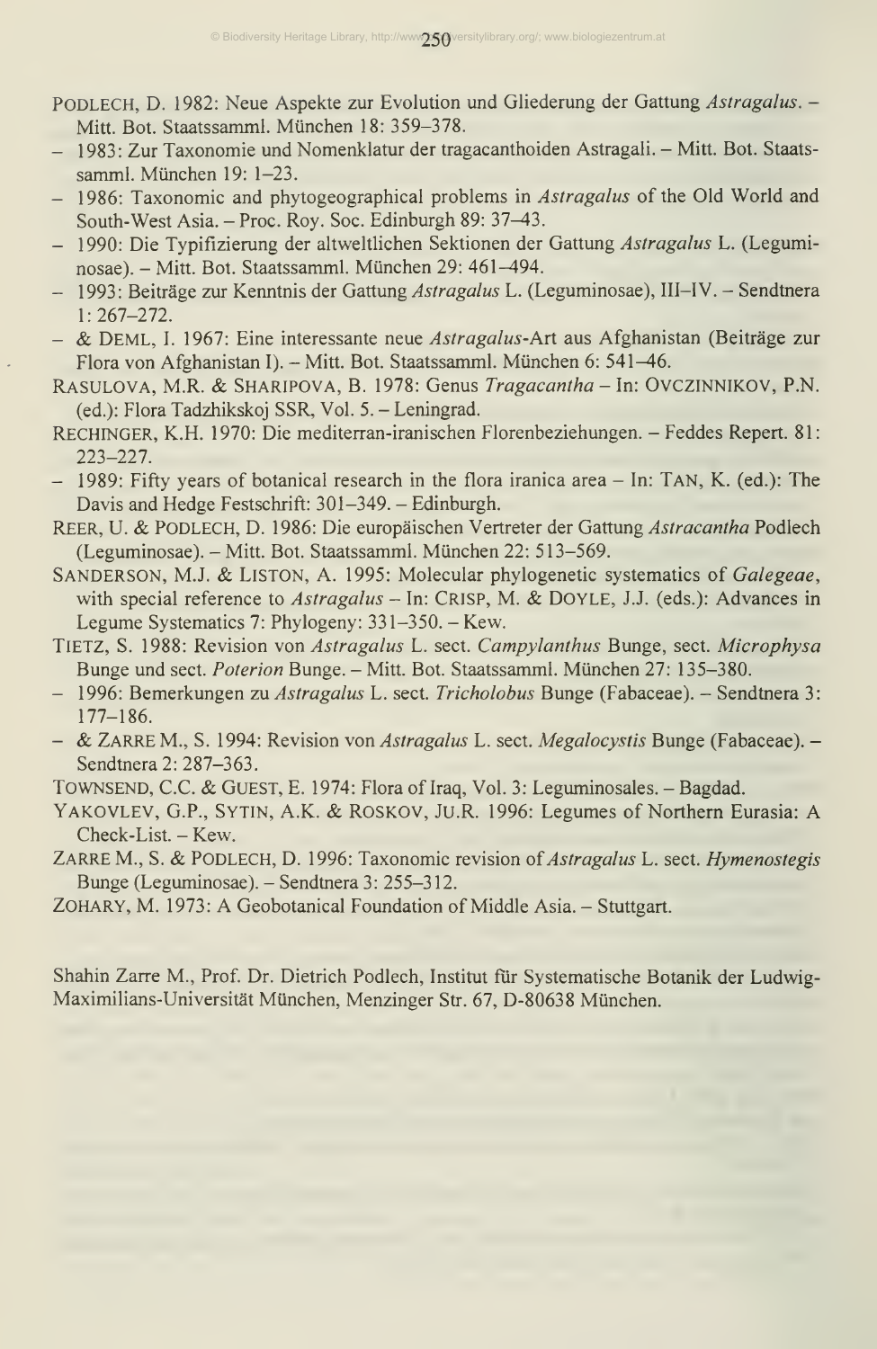PODLECH, D. 1982: Neue Aspekte zur Evolution und Gliederung der Gattung *Astragalus*. – Mitt. Bot. Staatssamml. München 18: 359–378.

– 1983: Zur Taxonomie und Nomenklatur der tragacanthoiden Astragali. – Mitt. Bot. Staatssamml. München 19: 1–23.

– 1986: Taxonomic and phytogeographical problems in *Astragalus* of the Old World and South-West Asia. – Proc. Roy. Soc. Edinburgh 89: 37–43.

– 1990: Die Typifizierung der altweltlichen Sektionen der Gattung *Astragalus* L. (Leguminosae). – Mitt. Bot. Staatssamml. München 29: 461–494.

– 1993: Beiträge zur Kenntnis der Gattung *Astragalus* L. (Leguminosae), III–IV. – Sendtnera 1: 267–272.

– & DEML, I. 1967: Eine interessante neue *Astragalus*-Art aus Afghanistan (Beiträge zur Flora von Afghanistan I). – Mitt. Bot. Staatssamml. München 6: 541–46.

RASULOVA, M.R. & SHARIPOVA, B. 1978: Genus *Tragacantha* – In: OVCZINNIKOV, P.N. (ed.): Flora Tadzhikskoj SSR, Vol. 5. – Leningrad.

RECHINGER, K.H. 1970: Die mediterran-iranischen Florenbeziehungen. – Feddes Repert. 81: 223–227.

– 1989: Fifty years of botanical research in the flora iranica area – In: TAN, K. (ed.): The Davis and Hedge Festschrift: 301–349. – Edinburgh.

REER, U. & PODLECH, D. 1986: Die europäischen Vertreter der Gattung *Astracantha* Podlech (Leguminosae). – Mitt. Bot. Staatssamml. München 22: 513–569.

SANDERSON, M.J. & LISTON, A. 1995: Molecular phylogenetic systematics of *Galegeae*, with special reference to *Astragalus* – In: CRISP, M. & DOYLE, J.J. (eds.): Advances in Legume Systematics 7: Phylogeny: 331–350. – Kew.

TIETZ, S. 1988: Revision von *Astragalus* L. sect. *Campylanthus* Bunge, sect. *Microphysa* Bunge und sect. *Poterion* Bunge. – Mitt. Bot. Staatssamml. München 27: 135–380.

– 1996: Bemerkungen zu *Astragalus* L. sect. *Tricholobus* Bunge (Fabaceae). – Sendtnera 3: 177–186.

– & ZARRE M., S. 1994: Revision von *Astragalus* L. sect. *Megalocystis* Bunge (Fabaceae). – Sendtnera 2: 287–363.

TOWNSEND, C.C. & GUEST, E. 1974: Flora of Iraq, Vol. 3: Leguminosales. – Bagdad.

YAKOVLEV, G.P., SYTIN, A.K. & ROSKOV, JU.R. 1996: Legumes of Northern Eurasia: A Check-List. – Kew.

ZARRE M., S. & PODLECH, D. 1996: Taxonomic revision of *Astragalus* L. sect. *Hymenostegis* Bunge (Leguminosae). – Sendtnera 3: 255–312.

ZOHARY, M. 1973: A Geobotanical Foundation of Middle Asia. – Stuttgart.

Shahin Zarre M., Prof. Dr. Dietrich Podlech, Institut für Systematische Botanik der Ludwig-Maximilians-Universität München, Menzinger Str. 67, D-80638 München.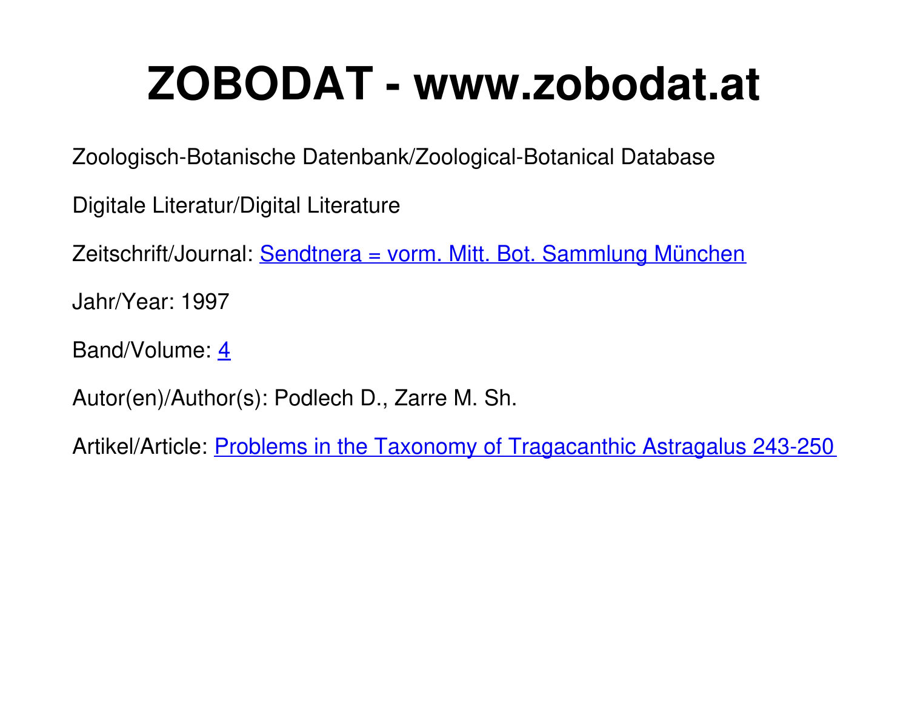# ZOBODAT - www.zobodat.at

Zoologisch-Botanische Datenbank/Zoological-Botanical Database

Digitale Literatur/Digital Literature

Zeitschrift/Journal: Sendtnera = vorm. Mitt. Bot. Sammlung München

Jahr/Year: 1997

Band/Volume: 4

Autor(en)/Author(s): Podlech D., Zarre M. Sh.

Artikel/Article: Problems in the Taxonomy of Tragacanthic Astragalus 243-250